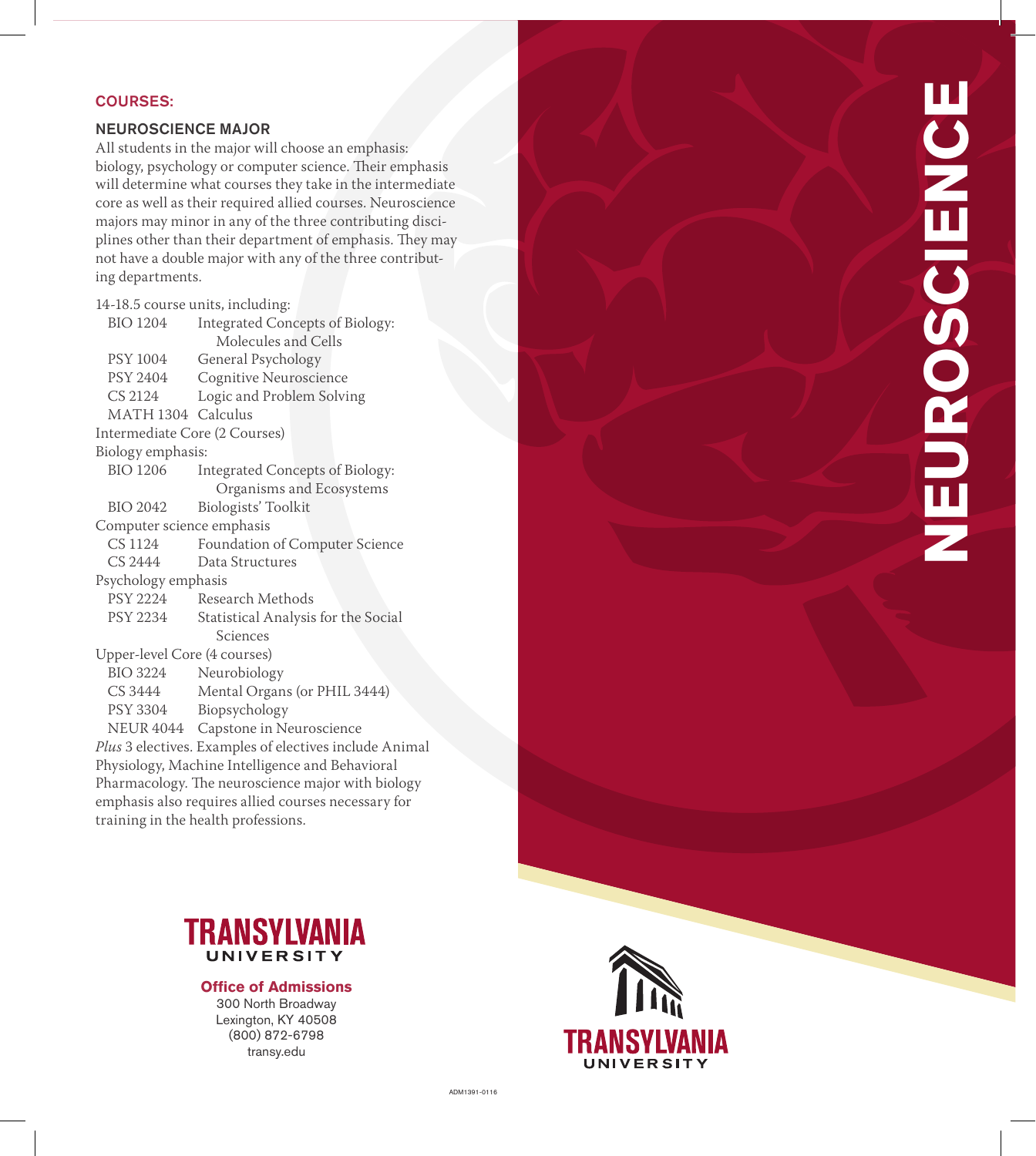## COURSES:

### NEUROSCIENCE MAJOR

All students in the major will choose an emphasis: biology, psychology or computer science. Their emphasis will determine what courses they take in the intermediate core as well as their required allied courses. Neuroscience majors may minor in any of the three contributing disciplines other than their department of emphasis. They may not have a double major with any of the three contributing departments.

14-18.5 course units, including:

| | |
|---|---|
| BIO 1204 | Integrated Concepts of Biology: Molecules and Cells |
| PSY 1004 | General Psychology |
| PSY 2404 | Cognitive Neuroscience |
| CS 2124 | Logic and Problem Solving |
| MATH 1304 | Calculus |

Intermediate Core (2 Courses)

Biology emphasis:

| | |
|---|---|
| BIO 1206 | Integrated Concepts of Biology: Organisms and Ecosystems |
| BIO 2042 | Biologists' Toolkit |

Computer science emphasis

| | |
|---|---|
| CS 1124 | Foundation of Computer Science |
| CS 2444 | Data Structures |

Psychology emphasis

| | |
|---|---|
| PSY 2224 | Research Methods |
| PSY 2234 | Statistical Analysis for the Social Sciences |

Upper-level Core (4 courses)

| | |
|---|---|
| BIO 3224 | Neurobiology |
| CS 3444 | Mental Organs (or PHIL 3444) |
| PSY 3304 | Biopsychology |
| NEUR 4044 | Capstone in Neuroscience |

*Plus* 3 electives. Examples of electives include Animal Physiology, Machine Intelligence and Behavioral Pharmacology. The neuroscience major with biology emphasis also requires allied courses necessary for training in the health professions.

**TRANSYLVANIA UNIVERSITY**

**Office of Admissions**
300 North Broadway
Lexington, KY 40508
(800) 872-6798
transy.edu

# NEUROSCIENCE

TRANSYLVANIA UNIVERSITY

ADM1391-0116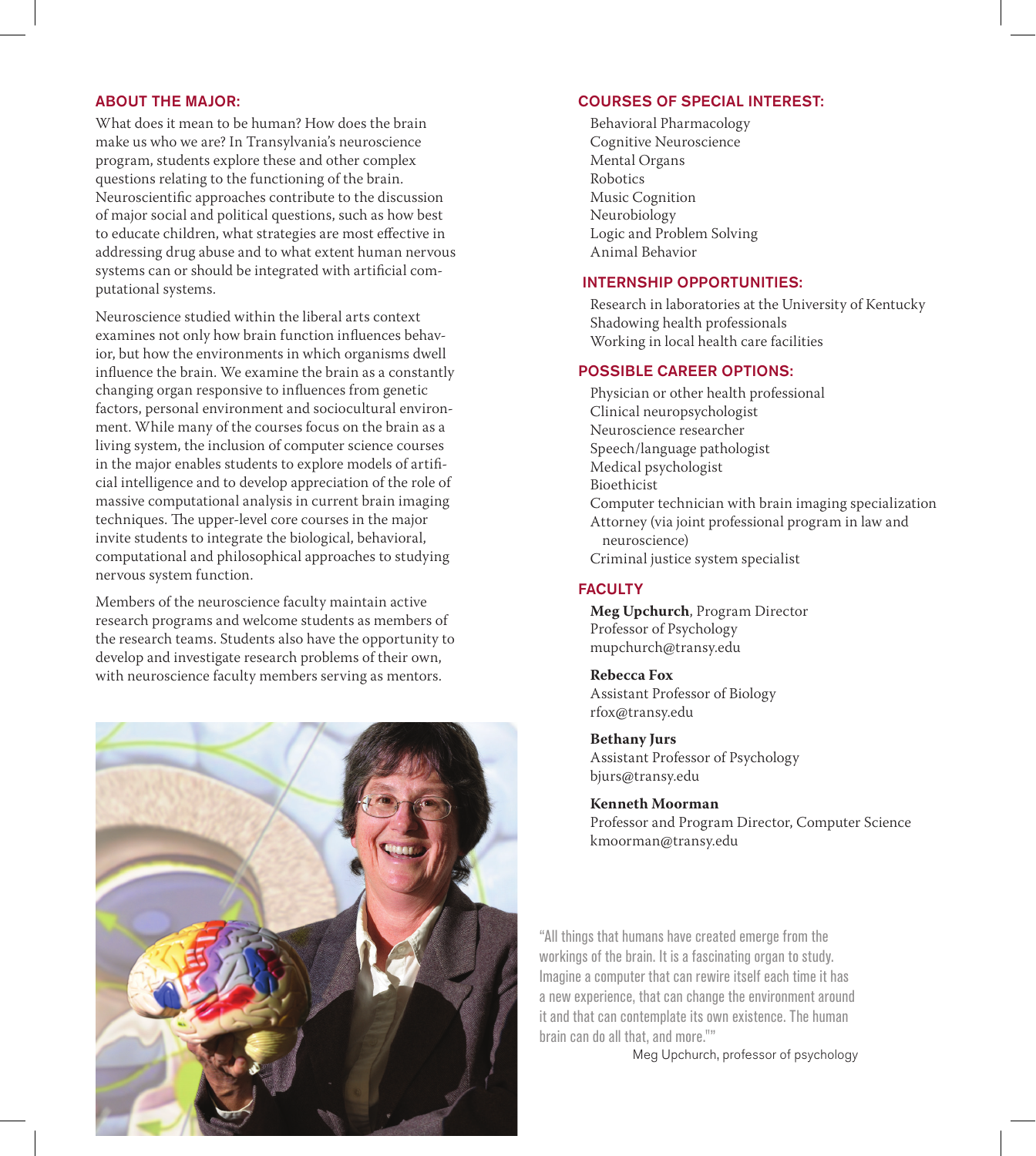## ABOUT THE MAJOR:

What does it mean to be human? How does the brain make us who we are? In Transylvania's neuroscience program, students explore these and other complex questions relating to the functioning of the brain. Neuroscientific approaches contribute to the discussion of major social and political questions, such as how best to educate children, what strategies are most effective in addressing drug abuse and to what extent human nervous systems can or should be integrated with artificial computational systems.

Neuroscience studied within the liberal arts context examines not only how brain function influences behavior, but how the environments in which organisms dwell influence the brain. We examine the brain as a constantly changing organ responsive to influences from genetic factors, personal environment and sociocultural environment. While many of the courses focus on the brain as a living system, the inclusion of computer science courses in the major enables students to explore models of artificial intelligence and to develop appreciation of the role of massive computational analysis in current brain imaging techniques. The upper-level core courses in the major invite students to integrate the biological, behavioral, computational and philosophical approaches to studying nervous system function.

Members of the neuroscience faculty maintain active research programs and welcome students as members of the research teams. Students also have the opportunity to develop and investigate research problems of their own, with neuroscience faculty members serving as mentors.

## COURSES OF SPECIAL INTEREST:

Behavioral Pharmacology
Cognitive Neuroscience
Mental Organs
Robotics
Music Cognition
Neurobiology
Logic and Problem Solving
Animal Behavior

## INTERNSHIP OPPORTUNITIES:

Research in laboratories at the University of Kentucky
Shadowing health professionals
Working in local health care facilities

## POSSIBLE CAREER OPTIONS:

Physician or other health professional
Clinical neuropsychologist
Neuroscience researcher
Speech/language pathologist
Medical psychologist
Bioethicist
Computer technician with brain imaging specialization
Attorney (via joint professional program in law and neuroscience)
Criminal justice system specialist

## FACULTY

**Meg Upchurch**, Program Director
Professor of Psychology
mupchurch@transy.edu

**Rebecca Fox**
Assistant Professor of Biology
rfox@transy.edu

**Bethany Jurs**
Assistant Professor of Psychology
bjurs@transy.edu

**Kenneth Moorman**
Professor and Program Director, Computer Science
kmoorman@transy.edu

"All things that humans have created emerge from the workings of the brain. It is a fascinating organ to study. Imagine a computer that can rewire itself each time it has a new experience, that can change the environment around it and that can contemplate its own existence. The human brain can do all that, and more.""

Meg Upchurch, professor of psychology